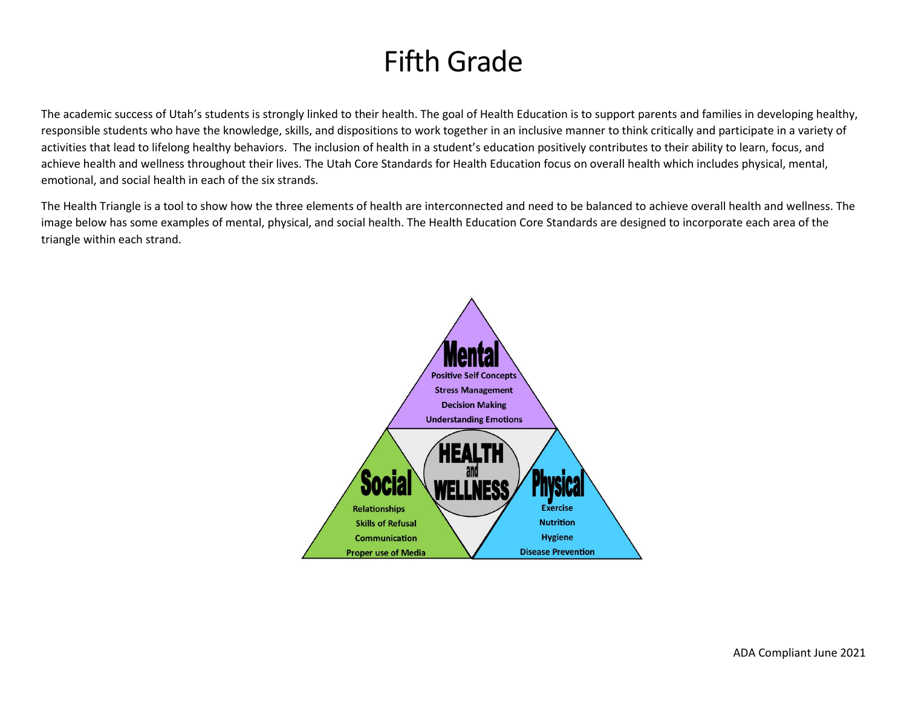# Fifth Grade

The academic success of Utah's students is strongly linked to their health. The goal of Health Education is to support parents and families in developing healthy, responsible students who have the knowledge, skills, and dispositions to work together in an inclusive manner to think critically and participate in a variety of activities that lead to lifelong healthy behaviors. The inclusion of health in a student's education positively contributes to their ability to learn, focus, and achieve health and wellness throughout their lives. The Utah Core Standards for Health Education focus on overall health which includes physical, mental, emotional, and social health in each of the six strands.

The Health Triangle is a tool to show how the three elements of health are interconnected and need to be balanced to achieve overall health and wellness. The image below has some examples of mental, physical, and social health. The Health Education Core Standards are designed to incorporate each area of the triangle within each strand.

**Mental**
- Positive Self Concepts
- Stress Management
- Decision Making
- Understanding Emotions

**HEALTH and WELLNESS**

**Social**
- Relationships
- Skills of Refusal
- Communication
- Proper use of Media

**Physical**
- Exercise
- Nutrition
- Hygiene
- Disease Prevention

ADA Compliant June 2021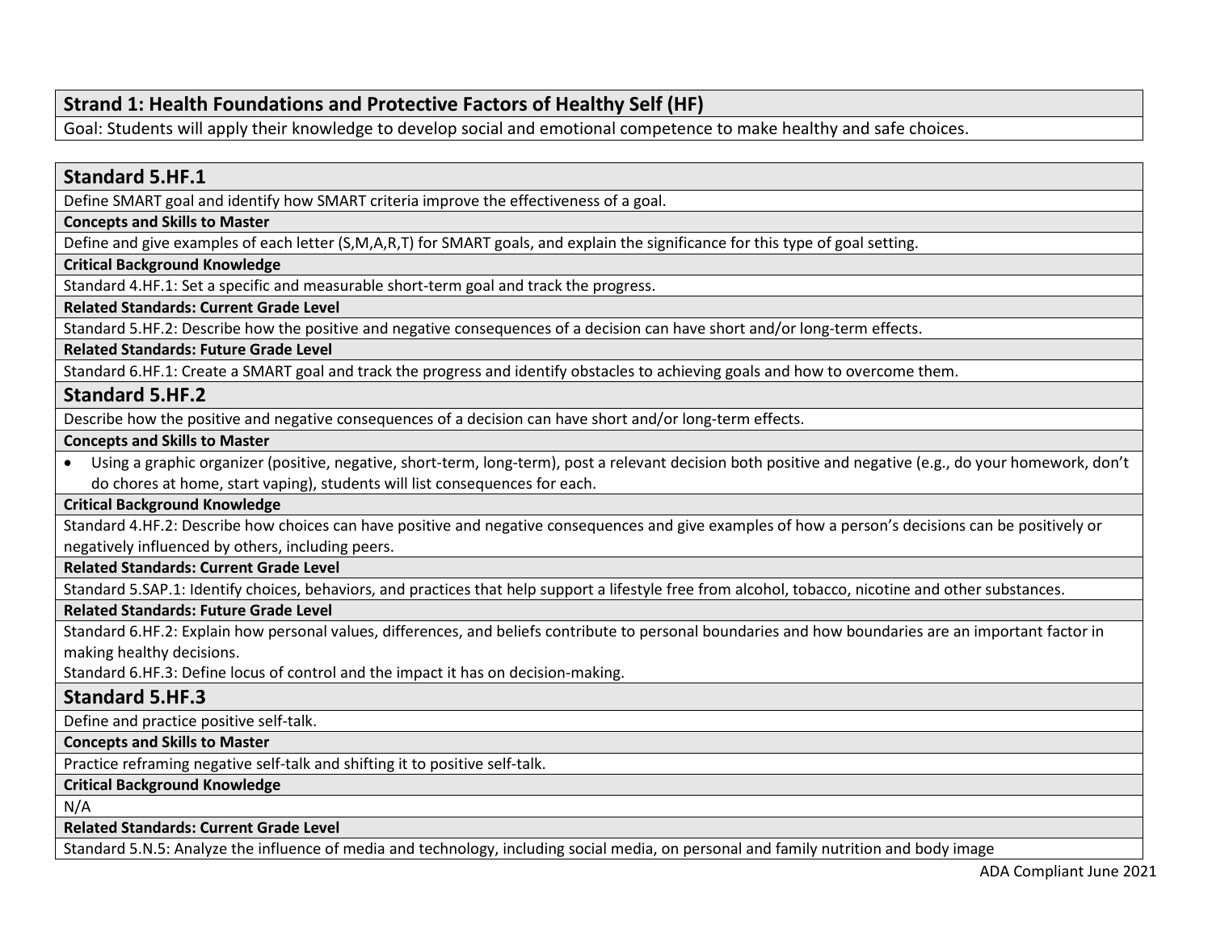## Strand 1: Health Foundations and Protective Factors of Healthy Self (HF)

Goal: Students will apply their knowledge to develop social and emotional competence to make healthy and safe choices.

### Standard 5.HF.1

Define SMART goal and identify how SMART criteria improve the effectiveness of a goal.

**Concepts and Skills to Master**

Define and give examples of each letter (S,M,A,R,T) for SMART goals, and explain the significance for this type of goal setting.

**Critical Background Knowledge**

Standard 4.HF.1: Set a specific and measurable short-term goal and track the progress.

**Related Standards: Current Grade Level**

Standard 5.HF.2: Describe how the positive and negative consequences of a decision can have short and/or long-term effects.

**Related Standards: Future Grade Level**

Standard 6.HF.1: Create a SMART goal and track the progress and identify obstacles to achieving goals and how to overcome them.

### Standard 5.HF.2

Describe how the positive and negative consequences of a decision can have short and/or long-term effects.

**Concepts and Skills to Master**

- Using a graphic organizer (positive, negative, short-term, long-term), post a relevant decision both positive and negative (e.g., do your homework, don't do chores at home, start vaping), students will list consequences for each.

**Critical Background Knowledge**

Standard 4.HF.2: Describe how choices can have positive and negative consequences and give examples of how a person's decisions can be positively or negatively influenced by others, including peers.

**Related Standards: Current Grade Level**

Standard 5.SAP.1: Identify choices, behaviors, and practices that help support a lifestyle free from alcohol, tobacco, nicotine and other substances.

**Related Standards: Future Grade Level**

Standard 6.HF.2: Explain how personal values, differences, and beliefs contribute to personal boundaries and how boundaries are an important factor in making healthy decisions.

Standard 6.HF.3: Define locus of control and the impact it has on decision-making.

### Standard 5.HF.3

Define and practice positive self-talk.

**Concepts and Skills to Master**

Practice reframing negative self-talk and shifting it to positive self-talk.

**Critical Background Knowledge**

N/A

**Related Standards: Current Grade Level**

Standard 5.N.5: Analyze the influence of media and technology, including social media, on personal and family nutrition and body image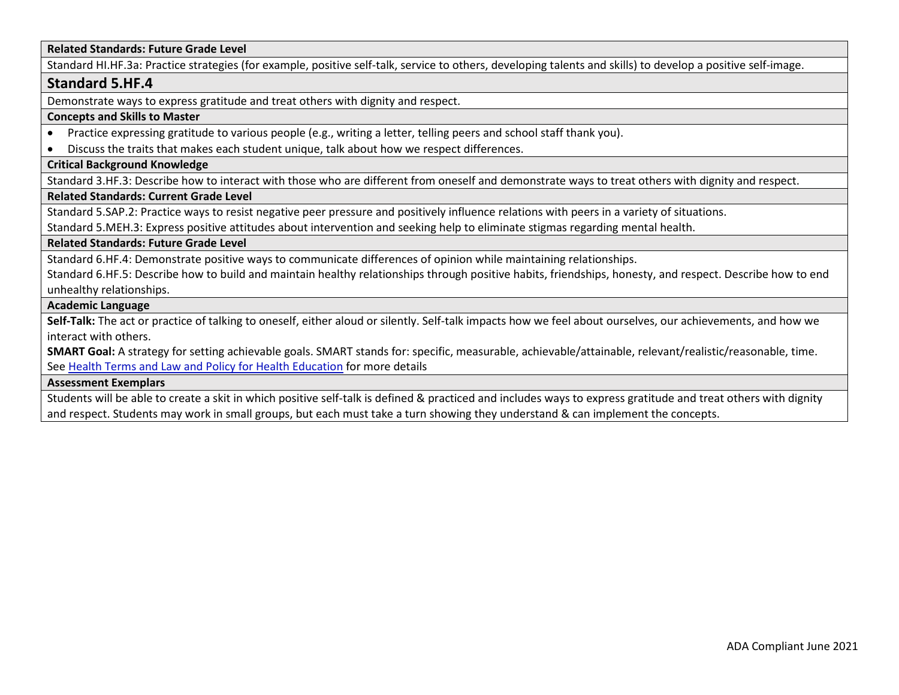**Related Standards: Future Grade Level**

Standard HI.HF.3a: Practice strategies (for example, positive self-talk, service to others, developing talents and skills) to develop a positive self-image.

## Standard 5.HF.4

Demonstrate ways to express gratitude and treat others with dignity and respect.

**Concepts and Skills to Master**

- Practice expressing gratitude to various people (e.g., writing a letter, telling peers and school staff thank you).
- Discuss the traits that makes each student unique, talk about how we respect differences.

**Critical Background Knowledge**

Standard 3.HF.3: Describe how to interact with those who are different from oneself and demonstrate ways to treat others with dignity and respect.

**Related Standards: Current Grade Level**

Standard 5.SAP.2: Practice ways to resist negative peer pressure and positively influence relations with peers in a variety of situations.

Standard 5.MEH.3: Express positive attitudes about intervention and seeking help to eliminate stigmas regarding mental health.

**Related Standards: Future Grade Level**

Standard 6.HF.4: Demonstrate positive ways to communicate differences of opinion while maintaining relationships.

Standard 6.HF.5: Describe how to build and maintain healthy relationships through positive habits, friendships, honesty, and respect. Describe how to end unhealthy relationships.

**Academic Language**

**Self-Talk:** The act or practice of talking to oneself, either aloud or silently. Self-talk impacts how we feel about ourselves, our achievements, and how we interact with others.

**SMART Goal:** A strategy for setting achievable goals. SMART stands for: specific, measurable, achievable/attainable, relevant/realistic/reasonable, time.

See Health Terms and Law and Policy for Health Education for more details

**Assessment Exemplars**

Students will be able to create a skit in which positive self-talk is defined & practiced and includes ways to express gratitude and treat others with dignity and respect. Students may work in small groups, but each must take a turn showing they understand & can implement the concepts.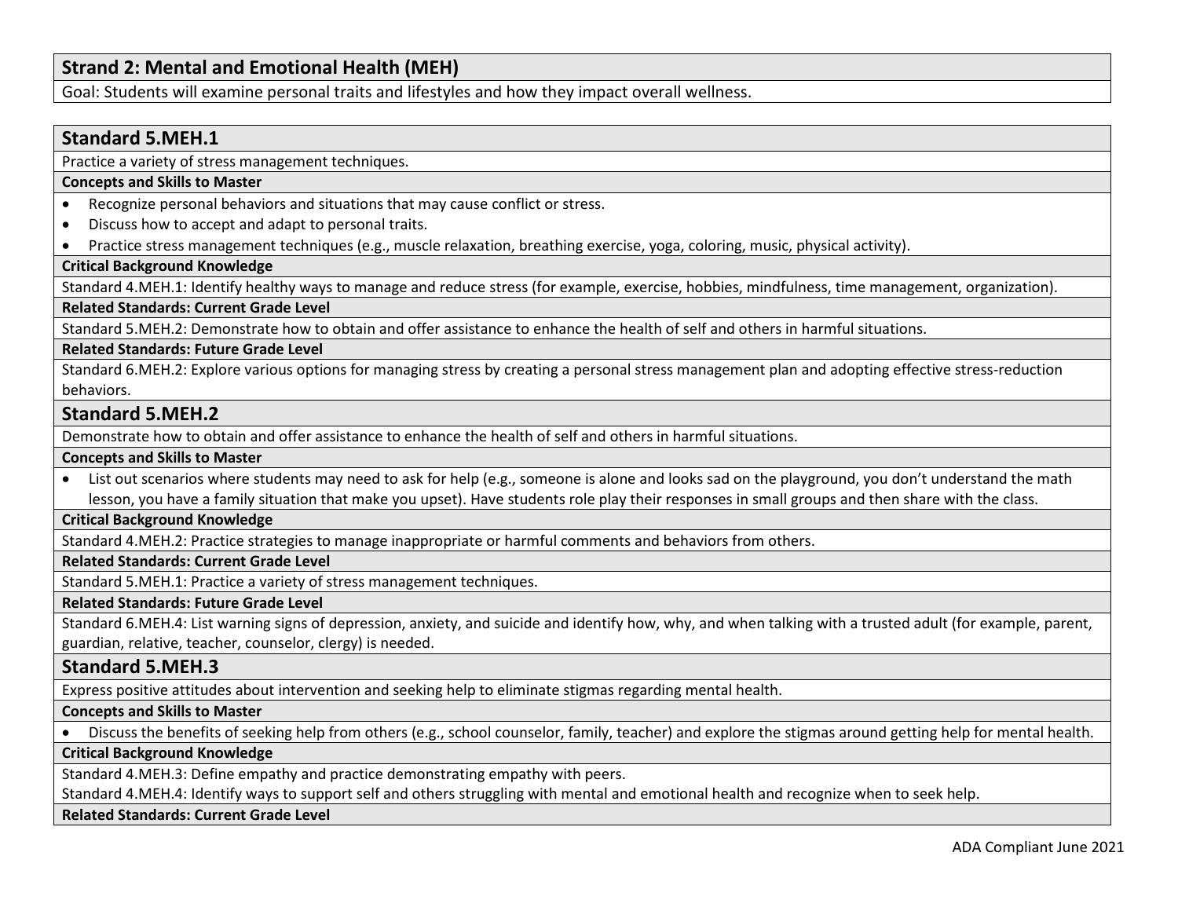## Strand 2: Mental and Emotional Health (MEH)

Goal: Students will examine personal traits and lifestyles and how they impact overall wellness.

### Standard 5.MEH.1

Practice a variety of stress management techniques.

**Concepts and Skills to Master**

- Recognize personal behaviors and situations that may cause conflict or stress.
- Discuss how to accept and adapt to personal traits.
- Practice stress management techniques (e.g., muscle relaxation, breathing exercise, yoga, coloring, music, physical activity).

**Critical Background Knowledge**

Standard 4.MEH.1: Identify healthy ways to manage and reduce stress (for example, exercise, hobbies, mindfulness, time management, organization).

**Related Standards: Current Grade Level**

Standard 5.MEH.2: Demonstrate how to obtain and offer assistance to enhance the health of self and others in harmful situations.

**Related Standards: Future Grade Level**

Standard 6.MEH.2: Explore various options for managing stress by creating a personal stress management plan and adopting effective stress-reduction behaviors.

### Standard 5.MEH.2

Demonstrate how to obtain and offer assistance to enhance the health of self and others in harmful situations.

**Concepts and Skills to Master**

- List out scenarios where students may need to ask for help (e.g., someone is alone and looks sad on the playground, you don't understand the math lesson, you have a family situation that make you upset). Have students role play their responses in small groups and then share with the class.

**Critical Background Knowledge**

Standard 4.MEH.2: Practice strategies to manage inappropriate or harmful comments and behaviors from others.

**Related Standards: Current Grade Level**

Standard 5.MEH.1: Practice a variety of stress management techniques.

**Related Standards: Future Grade Level**

Standard 6.MEH.4: List warning signs of depression, anxiety, and suicide and identify how, why, and when talking with a trusted adult (for example, parent, guardian, relative, teacher, counselor, clergy) is needed.

### Standard 5.MEH.3

Express positive attitudes about intervention and seeking help to eliminate stigmas regarding mental health.

**Concepts and Skills to Master**

- Discuss the benefits of seeking help from others (e.g., school counselor, family, teacher) and explore the stigmas around getting help for mental health.

**Critical Background Knowledge**

Standard 4.MEH.3: Define empathy and practice demonstrating empathy with peers.

Standard 4.MEH.4: Identify ways to support self and others struggling with mental and emotional health and recognize when to seek help.

**Related Standards: Current Grade Level**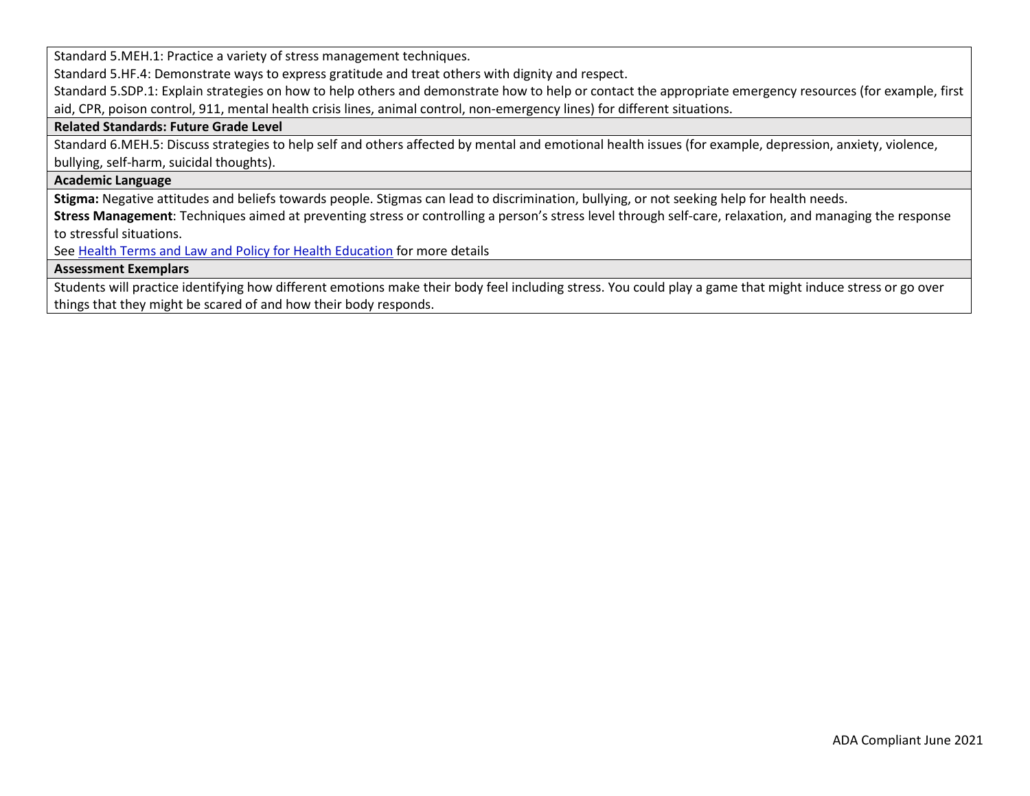Standard 5.MEH.1: Practice a variety of stress management techniques.

Standard 5.HF.4: Demonstrate ways to express gratitude and treat others with dignity and respect.

Standard 5.SDP.1: Explain strategies on how to help others and demonstrate how to help or contact the appropriate emergency resources (for example, first aid, CPR, poison control, 911, mental health crisis lines, animal control, non-emergency lines) for different situations.

**Related Standards: Future Grade Level**

Standard 6.MEH.5: Discuss strategies to help self and others affected by mental and emotional health issues (for example, depression, anxiety, violence, bullying, self-harm, suicidal thoughts).

**Academic Language**

**Stigma:** Negative attitudes and beliefs towards people. Stigmas can lead to discrimination, bullying, or not seeking help for health needs.

**Stress Management**: Techniques aimed at preventing stress or controlling a person's stress level through self-care, relaxation, and managing the response to stressful situations.

See Health Terms and Law and Policy for Health Education for more details

**Assessment Exemplars**

Students will practice identifying how different emotions make their body feel including stress. You could play a game that might induce stress or go over things that they might be scared of and how their body responds.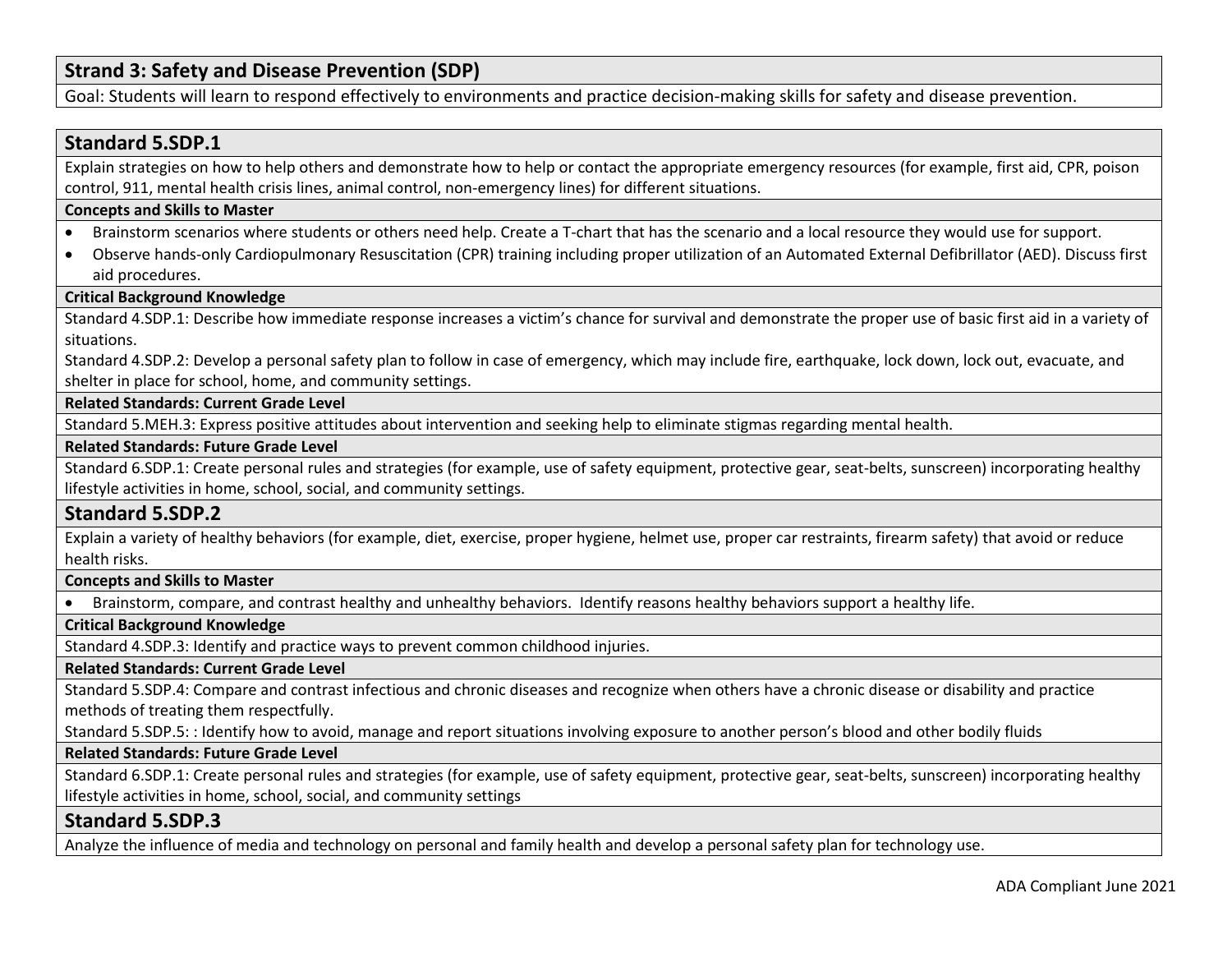## Strand 3: Safety and Disease Prevention (SDP)

Goal: Students will learn to respond effectively to environments and practice decision-making skills for safety and disease prevention.

### Standard 5.SDP.1

Explain strategies on how to help others and demonstrate how to help or contact the appropriate emergency resources (for example, first aid, CPR, poison control, 911, mental health crisis lines, animal control, non-emergency lines) for different situations.

**Concepts and Skills to Master**

- Brainstorm scenarios where students or others need help. Create a T-chart that has the scenario and a local resource they would use for support.
- Observe hands-only Cardiopulmonary Resuscitation (CPR) training including proper utilization of an Automated External Defibrillator (AED). Discuss first aid procedures.

**Critical Background Knowledge**

Standard 4.SDP.1: Describe how immediate response increases a victim's chance for survival and demonstrate the proper use of basic first aid in a variety of situations.

Standard 4.SDP.2: Develop a personal safety plan to follow in case of emergency, which may include fire, earthquake, lock down, lock out, evacuate, and shelter in place for school, home, and community settings.

**Related Standards: Current Grade Level**

Standard 5.MEH.3: Express positive attitudes about intervention and seeking help to eliminate stigmas regarding mental health.

**Related Standards: Future Grade Level**

Standard 6.SDP.1: Create personal rules and strategies (for example, use of safety equipment, protective gear, seat-belts, sunscreen) incorporating healthy lifestyle activities in home, school, social, and community settings.

### Standard 5.SDP.2

Explain a variety of healthy behaviors (for example, diet, exercise, proper hygiene, helmet use, proper car restraints, firearm safety) that avoid or reduce health risks.

**Concepts and Skills to Master**

- Brainstorm, compare, and contrast healthy and unhealthy behaviors. Identify reasons healthy behaviors support a healthy life.

**Critical Background Knowledge**

Standard 4.SDP.3: Identify and practice ways to prevent common childhood injuries.

**Related Standards: Current Grade Level**

Standard 5.SDP.4: Compare and contrast infectious and chronic diseases and recognize when others have a chronic disease or disability and practice methods of treating them respectfully.

Standard 5.SDP.5: : Identify how to avoid, manage and report situations involving exposure to another person's blood and other bodily fluids

**Related Standards: Future Grade Level**

Standard 6.SDP.1: Create personal rules and strategies (for example, use of safety equipment, protective gear, seat-belts, sunscreen) incorporating healthy lifestyle activities in home, school, social, and community settings

### Standard 5.SDP.3

Analyze the influence of media and technology on personal and family health and develop a personal safety plan for technology use.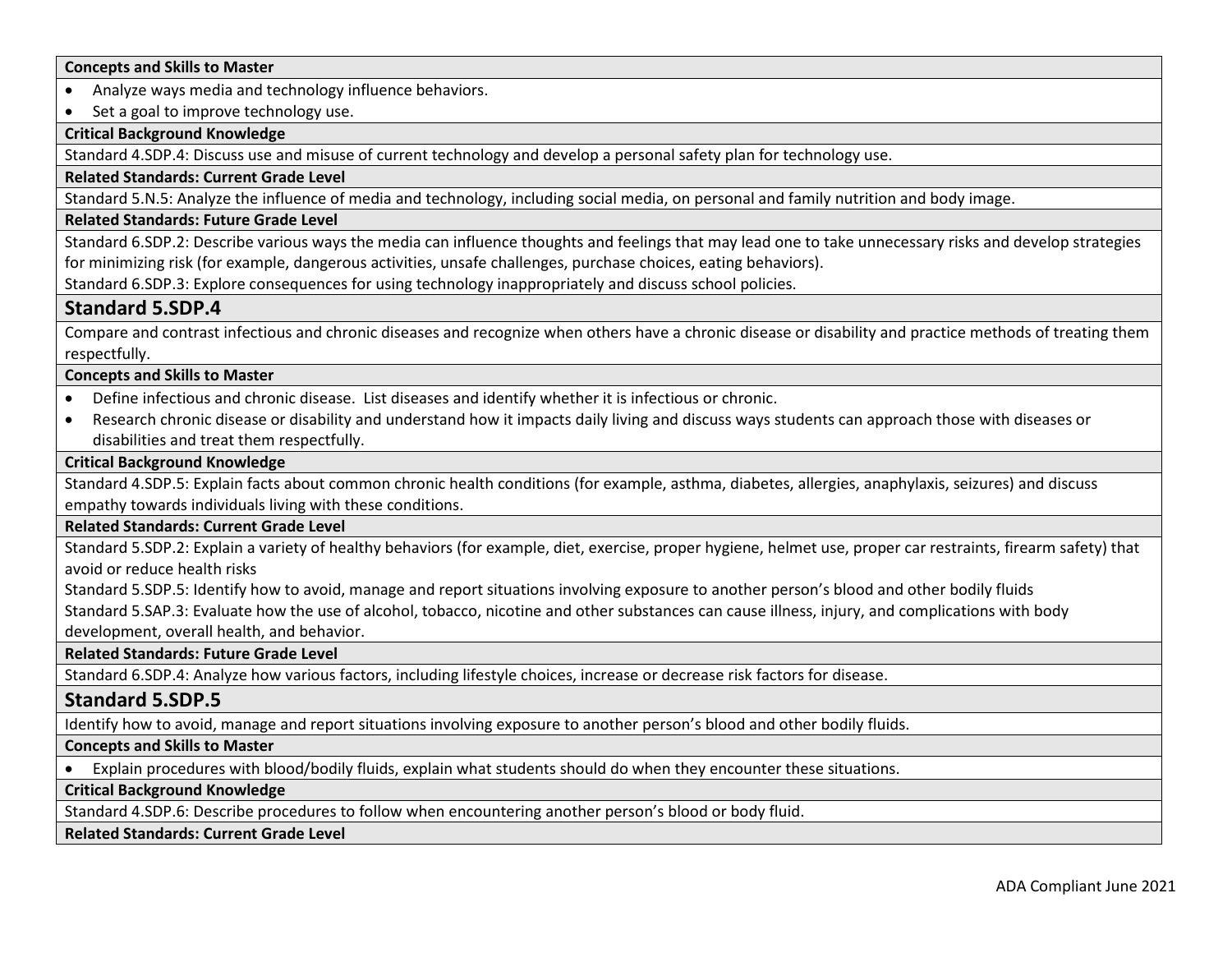**Concepts and Skills to Master**

- Analyze ways media and technology influence behaviors.
- Set a goal to improve technology use.

**Critical Background Knowledge**

Standard 4.SDP.4: Discuss use and misuse of current technology and develop a personal safety plan for technology use.

**Related Standards: Current Grade Level**

Standard 5.N.5: Analyze the influence of media and technology, including social media, on personal and family nutrition and body image.

**Related Standards: Future Grade Level**

Standard 6.SDP.2: Describe various ways the media can influence thoughts and feelings that may lead one to take unnecessary risks and develop strategies for minimizing risk (for example, dangerous activities, unsafe challenges, purchase choices, eating behaviors).

Standard 6.SDP.3: Explore consequences for using technology inappropriately and discuss school policies.

## Standard 5.SDP.4

Compare and contrast infectious and chronic diseases and recognize when others have a chronic disease or disability and practice methods of treating them respectfully.

**Concepts and Skills to Master**

- Define infectious and chronic disease. List diseases and identify whether it is infectious or chronic.
- Research chronic disease or disability and understand how it impacts daily living and discuss ways students can approach those with diseases or disabilities and treat them respectfully.

**Critical Background Knowledge**

Standard 4.SDP.5: Explain facts about common chronic health conditions (for example, asthma, diabetes, allergies, anaphylaxis, seizures) and discuss empathy towards individuals living with these conditions.

**Related Standards: Current Grade Level**

Standard 5.SDP.2: Explain a variety of healthy behaviors (for example, diet, exercise, proper hygiene, helmet use, proper car restraints, firearm safety) that avoid or reduce health risks

Standard 5.SDP.5: Identify how to avoid, manage and report situations involving exposure to another person's blood and other bodily fluids

Standard 5.SAP.3: Evaluate how the use of alcohol, tobacco, nicotine and other substances can cause illness, injury, and complications with body development, overall health, and behavior.

**Related Standards: Future Grade Level**

Standard 6.SDP.4: Analyze how various factors, including lifestyle choices, increase or decrease risk factors for disease.

## Standard 5.SDP.5

Identify how to avoid, manage and report situations involving exposure to another person's blood and other bodily fluids.

**Concepts and Skills to Master**

- Explain procedures with blood/bodily fluids, explain what students should do when they encounter these situations.

**Critical Background Knowledge**

Standard 4.SDP.6: Describe procedures to follow when encountering another person's blood or body fluid.

**Related Standards: Current Grade Level**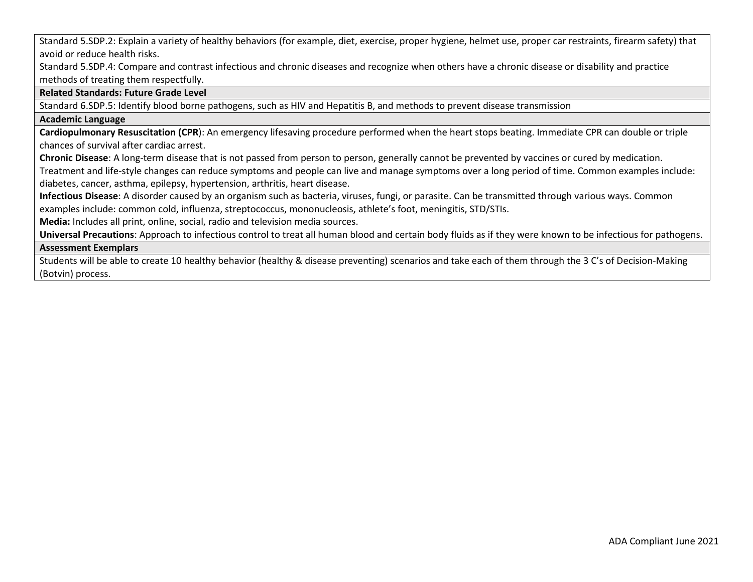Standard 5.SDP.2: Explain a variety of healthy behaviors (for example, diet, exercise, proper hygiene, helmet use, proper car restraints, firearm safety) that avoid or reduce health risks.

Standard 5.SDP.4: Compare and contrast infectious and chronic diseases and recognize when others have a chronic disease or disability and practice methods of treating them respectfully.

**Related Standards: Future Grade Level**

Standard 6.SDP.5: Identify blood borne pathogens, such as HIV and Hepatitis B, and methods to prevent disease transmission

**Academic Language**

**Cardiopulmonary Resuscitation (CPR**): An emergency lifesaving procedure performed when the heart stops beating. Immediate CPR can double or triple chances of survival after cardiac arrest.

**Chronic Disease**: A long-term disease that is not passed from person to person, generally cannot be prevented by vaccines or cured by medication. Treatment and life-style changes can reduce symptoms and people can live and manage symptoms over a long period of time. Common examples include: diabetes, cancer, asthma, epilepsy, hypertension, arthritis, heart disease.

**Infectious Disease**: A disorder caused by an organism such as bacteria, viruses, fungi, or parasite. Can be transmitted through various ways. Common examples include: common cold, influenza, streptococcus, mononucleosis, athlete's foot, meningitis, STD/STIs.

**Media:** Includes all print, online, social, radio and television media sources.

**Universal Precautions**: Approach to infectious control to treat all human blood and certain body fluids as if they were known to be infectious for pathogens.

**Assessment Exemplars**

Students will be able to create 10 healthy behavior (healthy & disease preventing) scenarios and take each of them through the 3 C's of Decision-Making (Botvin) process.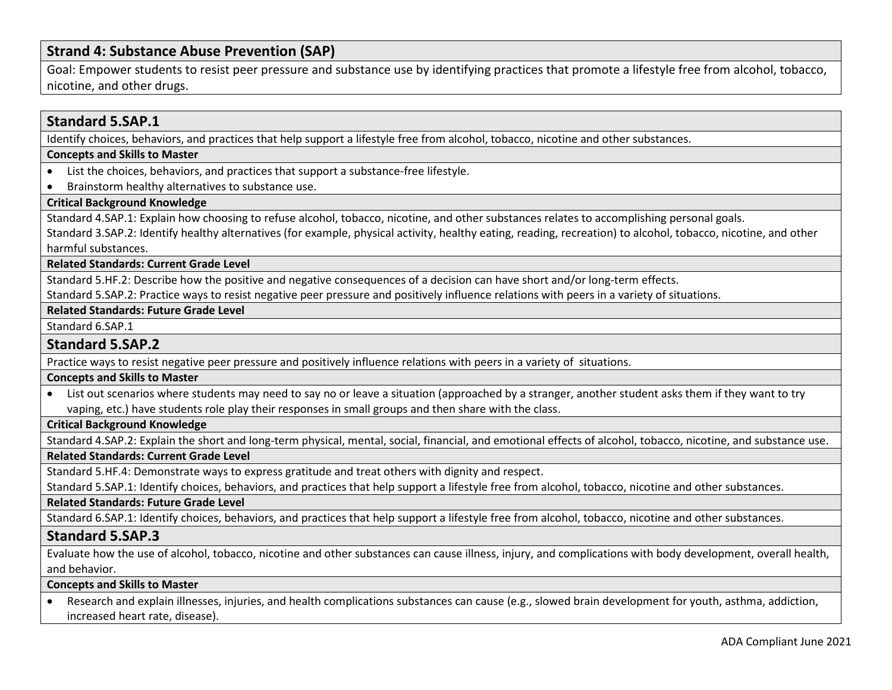## Strand 4: Substance Abuse Prevention (SAP)

Goal: Empower students to resist peer pressure and substance use by identifying practices that promote a lifestyle free from alcohol, tobacco, nicotine, and other drugs.

### Standard 5.SAP.1

Identify choices, behaviors, and practices that help support a lifestyle free from alcohol, tobacco, nicotine and other substances.

**Concepts and Skills to Master**

- List the choices, behaviors, and practices that support a substance-free lifestyle.
- Brainstorm healthy alternatives to substance use.

**Critical Background Knowledge**

Standard 4.SAP.1: Explain how choosing to refuse alcohol, tobacco, nicotine, and other substances relates to accomplishing personal goals.

Standard 3.SAP.2: Identify healthy alternatives (for example, physical activity, healthy eating, reading, recreation) to alcohol, tobacco, nicotine, and other harmful substances.

**Related Standards: Current Grade Level**

Standard 5.HF.2: Describe how the positive and negative consequences of a decision can have short and/or long-term effects.

Standard 5.SAP.2: Practice ways to resist negative peer pressure and positively influence relations with peers in a variety of situations.

**Related Standards: Future Grade Level**

Standard 6.SAP.1

### Standard 5.SAP.2

Practice ways to resist negative peer pressure and positively influence relations with peers in a variety of situations.

**Concepts and Skills to Master**

- List out scenarios where students may need to say no or leave a situation (approached by a stranger, another student asks them if they want to try vaping, etc.) have students role play their responses in small groups and then share with the class.

**Critical Background Knowledge**

Standard 4.SAP.2: Explain the short and long-term physical, mental, social, financial, and emotional effects of alcohol, tobacco, nicotine, and substance use.

**Related Standards: Current Grade Level**

Standard 5.HF.4: Demonstrate ways to express gratitude and treat others with dignity and respect.

Standard 5.SAP.1: Identify choices, behaviors, and practices that help support a lifestyle free from alcohol, tobacco, nicotine and other substances.

**Related Standards: Future Grade Level**

Standard 6.SAP.1: Identify choices, behaviors, and practices that help support a lifestyle free from alcohol, tobacco, nicotine and other substances.

### Standard 5.SAP.3

Evaluate how the use of alcohol, tobacco, nicotine and other substances can cause illness, injury, and complications with body development, overall health, and behavior.

**Concepts and Skills to Master**

- Research and explain illnesses, injuries, and health complications substances can cause (e.g., slowed brain development for youth, asthma, addiction, increased heart rate, disease).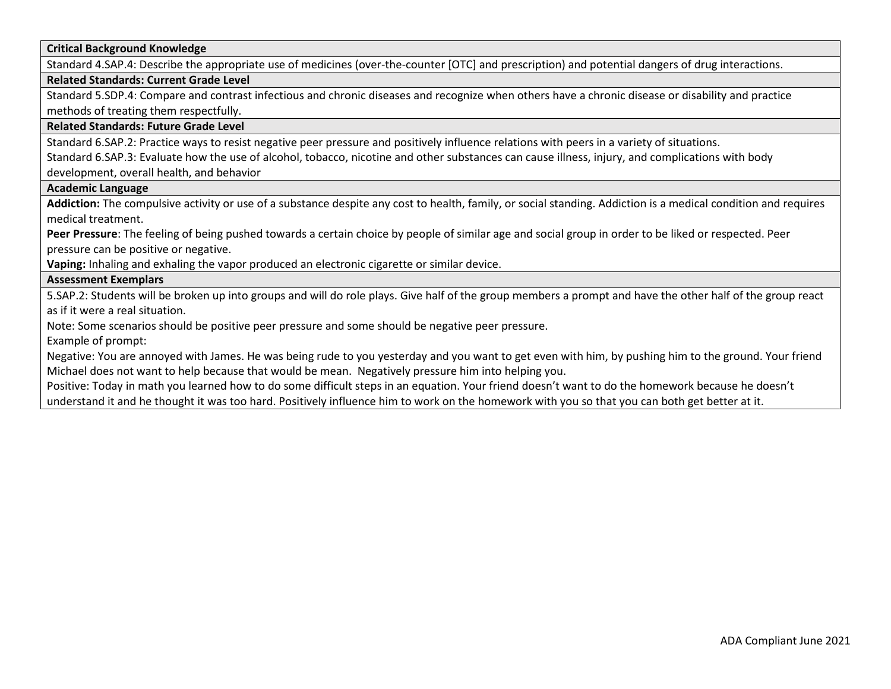| Critical Background Knowledge |
|---|
| Standard 4.SAP.4: Describe the appropriate use of medicines (over-the-counter [OTC] and prescription) and potential dangers of drug interactions. |
| **Related Standards: Current Grade Level** |
| Standard 5.SDP.4: Compare and contrast infectious and chronic diseases and recognize when others have a chronic disease or disability and practice methods of treating them respectfully. |
| **Related Standards: Future Grade Level** |
| Standard 6.SAP.2: Practice ways to resist negative peer pressure and positively influence relations with peers in a variety of situations.<br>Standard 6.SAP.3: Evaluate how the use of alcohol, tobacco, nicotine and other substances can cause illness, injury, and complications with body development, overall health, and behavior |
| **Academic Language** |
| **Addiction:** The compulsive activity or use of a substance despite any cost to health, family, or social standing. Addiction is a medical condition and requires medical treatment.<br>**Peer Pressure**: The feeling of being pushed towards a certain choice by people of similar age and social group in order to be liked or respected. Peer pressure can be positive or negative.<br>**Vaping:** Inhaling and exhaling the vapor produced an electronic cigarette or similar device. |
| **Assessment Exemplars** |
| 5.SAP.2: Students will be broken up into groups and will do role plays. Give half of the group members a prompt and have the other half of the group react as if it were a real situation.<br>Note: Some scenarios should be positive peer pressure and some should be negative peer pressure.<br>Example of prompt:<br>Negative: You are annoyed with James. He was being rude to you yesterday and you want to get even with him, by pushing him to the ground. Your friend Michael does not want to help because that would be mean. Negatively pressure him into helping you.<br>Positive: Today in math you learned how to do some difficult steps in an equation. Your friend doesn't want to do the homework because he doesn't understand it and he thought it was too hard. Positively influence him to work on the homework with you so that you can both get better at it. |

ADA Compliant June 2021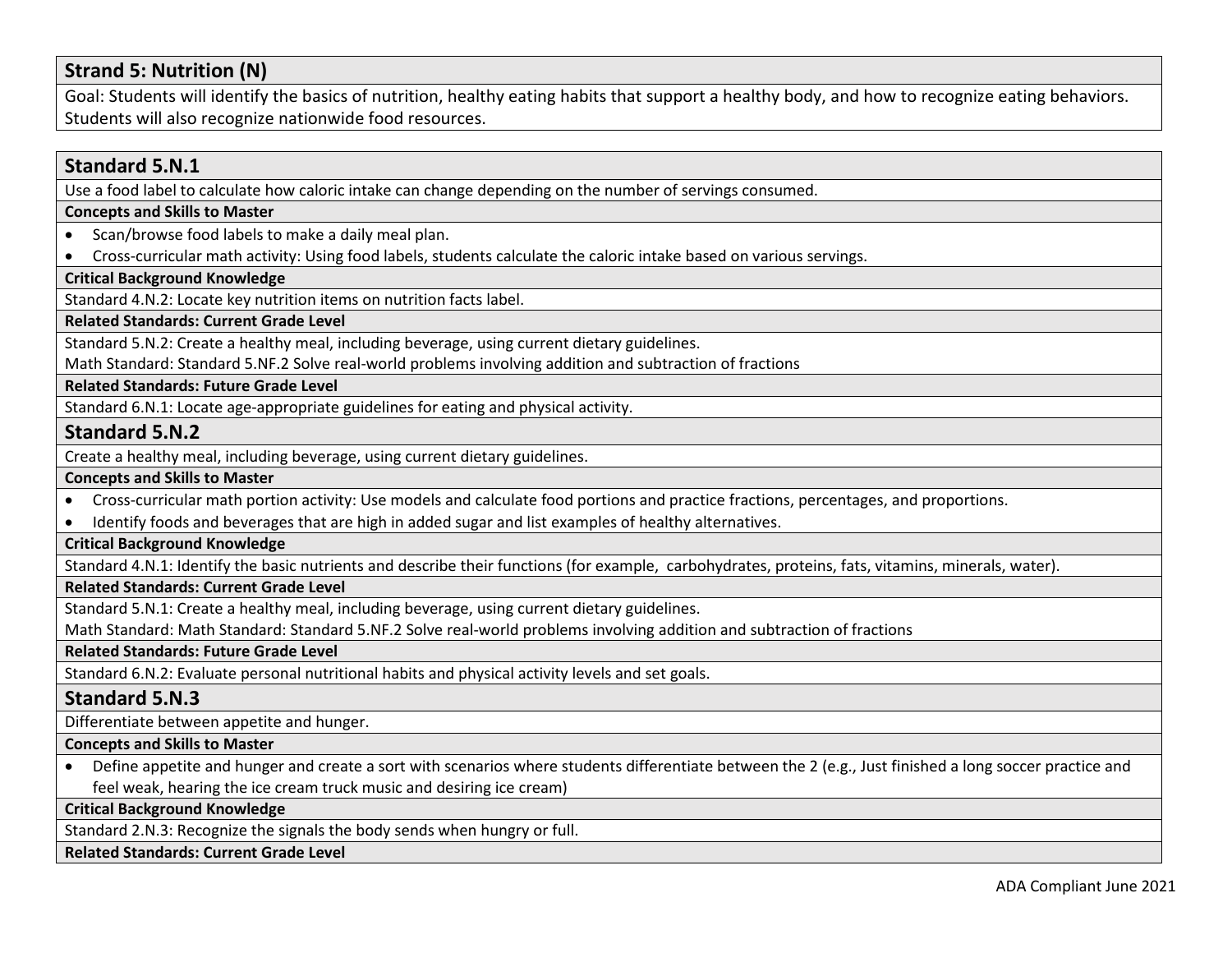## Strand 5: Nutrition (N)

Goal: Students will identify the basics of nutrition, healthy eating habits that support a healthy body, and how to recognize eating behaviors. Students will also recognize nationwide food resources.

### Standard 5.N.1

Use a food label to calculate how caloric intake can change depending on the number of servings consumed.

**Concepts and Skills to Master**

- Scan/browse food labels to make a daily meal plan.
- Cross-curricular math activity: Using food labels, students calculate the caloric intake based on various servings.

**Critical Background Knowledge**

Standard 4.N.2: Locate key nutrition items on nutrition facts label.

**Related Standards: Current Grade Level**

Standard 5.N.2: Create a healthy meal, including beverage, using current dietary guidelines.

Math Standard: Standard 5.NF.2 Solve real-world problems involving addition and subtraction of fractions

**Related Standards: Future Grade Level**

Standard 6.N.1: Locate age-appropriate guidelines for eating and physical activity.

### Standard 5.N.2

Create a healthy meal, including beverage, using current dietary guidelines.

**Concepts and Skills to Master**

- Cross-curricular math portion activity: Use models and calculate food portions and practice fractions, percentages, and proportions.
- Identify foods and beverages that are high in added sugar and list examples of healthy alternatives.

**Critical Background Knowledge**

Standard 4.N.1: Identify the basic nutrients and describe their functions (for example, carbohydrates, proteins, fats, vitamins, minerals, water).

**Related Standards: Current Grade Level**

Standard 5.N.1: Create a healthy meal, including beverage, using current dietary guidelines.

Math Standard: Math Standard: Standard 5.NF.2 Solve real-world problems involving addition and subtraction of fractions

**Related Standards: Future Grade Level**

Standard 6.N.2: Evaluate personal nutritional habits and physical activity levels and set goals.

### Standard 5.N.3

Differentiate between appetite and hunger.

**Concepts and Skills to Master**

- Define appetite and hunger and create a sort with scenarios where students differentiate between the 2 (e.g., Just finished a long soccer practice and feel weak, hearing the ice cream truck music and desiring ice cream)

**Critical Background Knowledge**

Standard 2.N.3: Recognize the signals the body sends when hungry or full.

**Related Standards: Current Grade Level**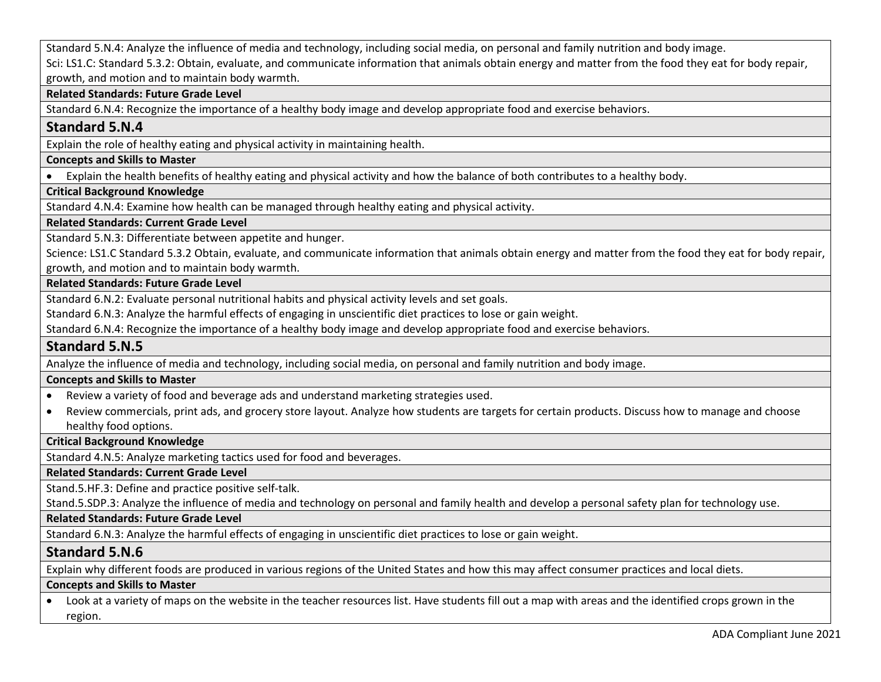Standard 5.N.4: Analyze the influence of media and technology, including social media, on personal and family nutrition and body image.

Sci: LS1.C: Standard 5.3.2: Obtain, evaluate, and communicate information that animals obtain energy and matter from the food they eat for body repair, growth, and motion and to maintain body warmth.

**Related Standards: Future Grade Level**

Standard 6.N.4: Recognize the importance of a healthy body image and develop appropriate food and exercise behaviors.

## Standard 5.N.4

Explain the role of healthy eating and physical activity in maintaining health.

**Concepts and Skills to Master**

- Explain the health benefits of healthy eating and physical activity and how the balance of both contributes to a healthy body.

**Critical Background Knowledge**

Standard 4.N.4: Examine how health can be managed through healthy eating and physical activity.

**Related Standards: Current Grade Level**

Standard 5.N.3: Differentiate between appetite and hunger.

Science: LS1.C Standard 5.3.2 Obtain, evaluate, and communicate information that animals obtain energy and matter from the food they eat for body repair, growth, and motion and to maintain body warmth.

**Related Standards: Future Grade Level**

Standard 6.N.2: Evaluate personal nutritional habits and physical activity levels and set goals.

Standard 6.N.3: Analyze the harmful effects of engaging in unscientific diet practices to lose or gain weight.

Standard 6.N.4: Recognize the importance of a healthy body image and develop appropriate food and exercise behaviors.

## Standard 5.N.5

Analyze the influence of media and technology, including social media, on personal and family nutrition and body image.

**Concepts and Skills to Master**

- Review a variety of food and beverage ads and understand marketing strategies used.
- Review commercials, print ads, and grocery store layout. Analyze how students are targets for certain products. Discuss how to manage and choose healthy food options.

**Critical Background Knowledge**

Standard 4.N.5: Analyze marketing tactics used for food and beverages.

**Related Standards: Current Grade Level**

Stand.5.HF.3: Define and practice positive self-talk.

Stand.5.SDP.3: Analyze the influence of media and technology on personal and family health and develop a personal safety plan for technology use.

**Related Standards: Future Grade Level**

Standard 6.N.3: Analyze the harmful effects of engaging in unscientific diet practices to lose or gain weight.

## Standard 5.N.6

Explain why different foods are produced in various regions of the United States and how this may affect consumer practices and local diets.

**Concepts and Skills to Master**

- Look at a variety of maps on the website in the teacher resources list. Have students fill out a map with areas and the identified crops grown in the region.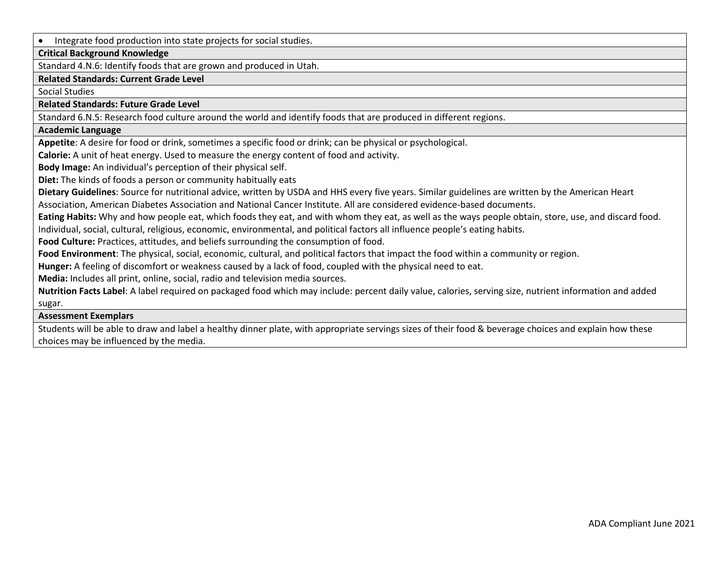- Integrate food production into state projects for social studies.

**Critical Background Knowledge**

Standard 4.N.6: Identify foods that are grown and produced in Utah.

**Related Standards: Current Grade Level**

Social Studies

**Related Standards: Future Grade Level**

Standard 6.N.5: Research food culture around the world and identify foods that are produced in different regions.

**Academic Language**

**Appetite**: A desire for food or drink, sometimes a specific food or drink; can be physical or psychological.

**Calorie:** A unit of heat energy. Used to measure the energy content of food and activity.

**Body Image:** An individual's perception of their physical self.

**Diet:** The kinds of foods a person or community habitually eats

**Dietary Guidelines**: Source for nutritional advice, written by USDA and HHS every five years. Similar guidelines are written by the American Heart Association, American Diabetes Association and National Cancer Institute. All are considered evidence-based documents.

**Eating Habits:** Why and how people eat, which foods they eat, and with whom they eat, as well as the ways people obtain, store, use, and discard food. Individual, social, cultural, religious, economic, environmental, and political factors all influence people's eating habits.

**Food Culture:** Practices, attitudes, and beliefs surrounding the consumption of food.

**Food Environment**: The physical, social, economic, cultural, and political factors that impact the food within a community or region.

**Hunger:** A feeling of discomfort or weakness caused by a lack of food, coupled with the physical need to eat.

**Media:** Includes all print, online, social, radio and television media sources.

**Nutrition Facts Label**: A label required on packaged food which may include: percent daily value, calories, serving size, nutrient information and added sugar.

**Assessment Exemplars**

Students will be able to draw and label a healthy dinner plate, with appropriate servings sizes of their food & beverage choices and explain how these choices may be influenced by the media.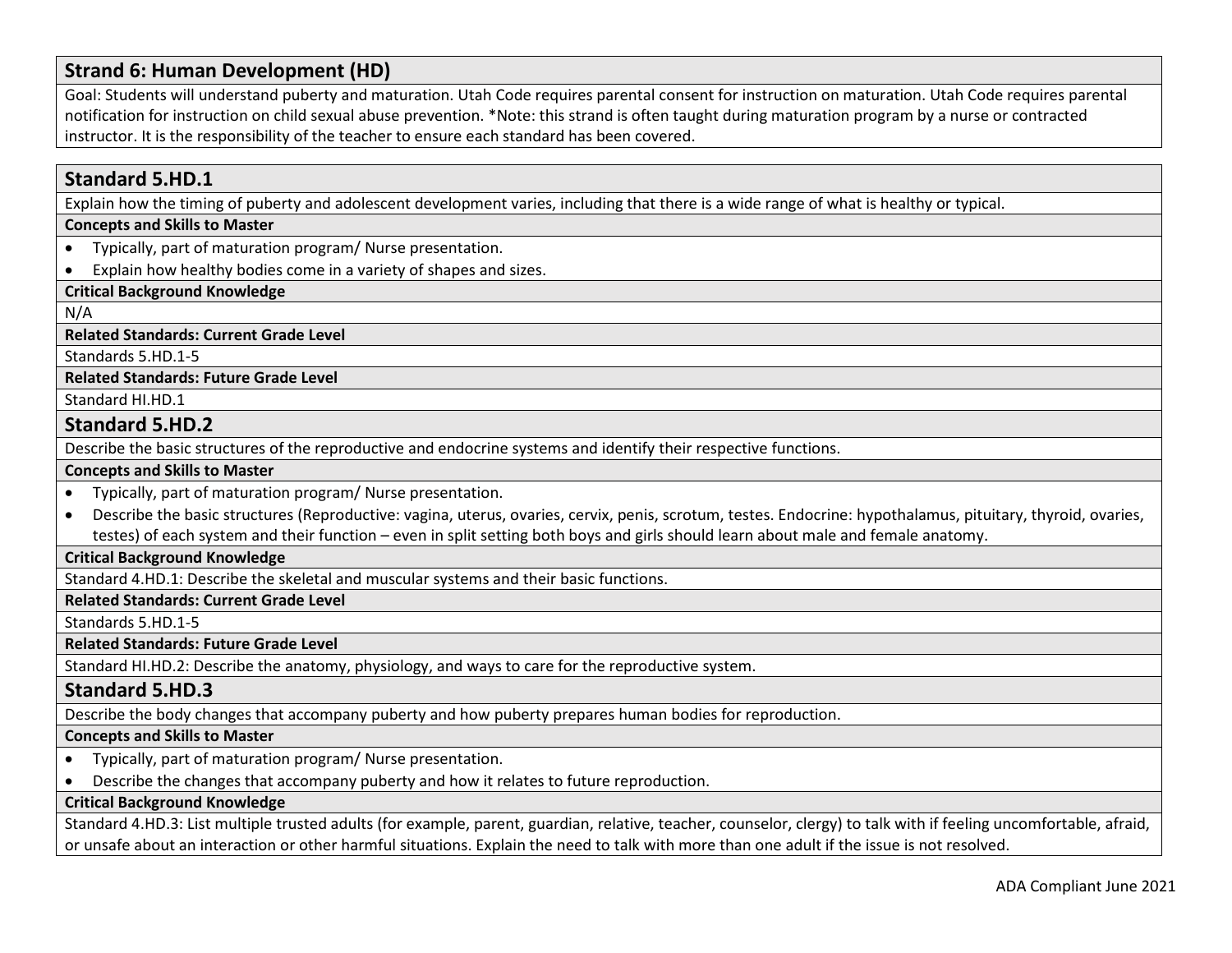## Strand 6: Human Development (HD)

Goal: Students will understand puberty and maturation. Utah Code requires parental consent for instruction on maturation. Utah Code requires parental notification for instruction on child sexual abuse prevention. *Note: this strand is often taught during maturation program by a nurse or contracted instructor. It is the responsibility of the teacher to ensure each standard has been covered.

### Standard 5.HD.1

Explain how the timing of puberty and adolescent development varies, including that there is a wide range of what is healthy or typical.

**Concepts and Skills to Master**

- Typically, part of maturation program/ Nurse presentation.
- Explain how healthy bodies come in a variety of shapes and sizes.

**Critical Background Knowledge**

N/A

**Related Standards: Current Grade Level**

Standards 5.HD.1-5

**Related Standards: Future Grade Level**

Standard HI.HD.1

### Standard 5.HD.2

Describe the basic structures of the reproductive and endocrine systems and identify their respective functions.

**Concepts and Skills to Master**

- Typically, part of maturation program/ Nurse presentation.
- Describe the basic structures (Reproductive: vagina, uterus, ovaries, cervix, penis, scrotum, testes. Endocrine: hypothalamus, pituitary, thyroid, ovaries, testes) of each system and their function – even in split setting both boys and girls should learn about male and female anatomy.

**Critical Background Knowledge**

Standard 4.HD.1: Describe the skeletal and muscular systems and their basic functions.

**Related Standards: Current Grade Level**

Standards 5.HD.1-5

**Related Standards: Future Grade Level**

Standard HI.HD.2: Describe the anatomy, physiology, and ways to care for the reproductive system.

### Standard 5.HD.3

Describe the body changes that accompany puberty and how puberty prepares human bodies for reproduction.

**Concepts and Skills to Master**

- Typically, part of maturation program/ Nurse presentation.
- Describe the changes that accompany puberty and how it relates to future reproduction.

**Critical Background Knowledge**

Standard 4.HD.3: List multiple trusted adults (for example, parent, guardian, relative, teacher, counselor, clergy) to talk with if feeling uncomfortable, afraid, or unsafe about an interaction or other harmful situations. Explain the need to talk with more than one adult if the issue is not resolved.

ADA Compliant June 2021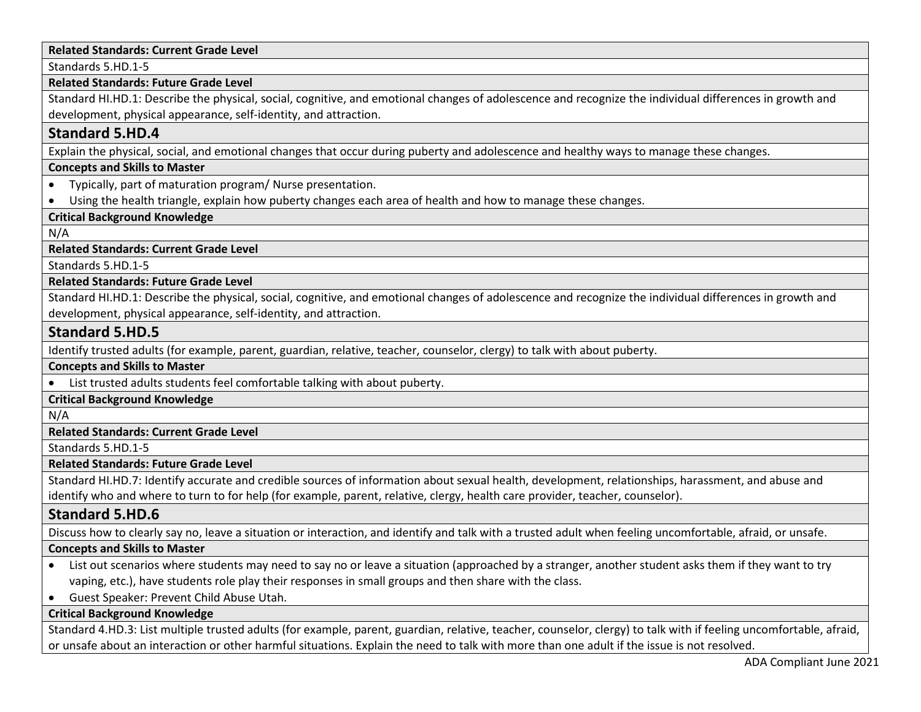**Related Standards: Current Grade Level**

Standards 5.HD.1-5

**Related Standards: Future Grade Level**

Standard HI.HD.1: Describe the physical, social, cognitive, and emotional changes of adolescence and recognize the individual differences in growth and development, physical appearance, self-identity, and attraction.

## Standard 5.HD.4

Explain the physical, social, and emotional changes that occur during puberty and adolescence and healthy ways to manage these changes.

**Concepts and Skills to Master**

- Typically, part of maturation program/ Nurse presentation.
- Using the health triangle, explain how puberty changes each area of health and how to manage these changes.

**Critical Background Knowledge**

N/A

**Related Standards: Current Grade Level**

Standards 5.HD.1-5

**Related Standards: Future Grade Level**

Standard HI.HD.1: Describe the physical, social, cognitive, and emotional changes of adolescence and recognize the individual differences in growth and development, physical appearance, self-identity, and attraction.

## Standard 5.HD.5

Identify trusted adults (for example, parent, guardian, relative, teacher, counselor, clergy) to talk with about puberty.

**Concepts and Skills to Master**

- List trusted adults students feel comfortable talking with about puberty.

**Critical Background Knowledge**

N/A

**Related Standards: Current Grade Level**

Standards 5.HD.1-5

**Related Standards: Future Grade Level**

Standard HI.HD.7: Identify accurate and credible sources of information about sexual health, development, relationships, harassment, and abuse and identify who and where to turn to for help (for example, parent, relative, clergy, health care provider, teacher, counselor).

## Standard 5.HD.6

Discuss how to clearly say no, leave a situation or interaction, and identify and talk with a trusted adult when feeling uncomfortable, afraid, or unsafe.

**Concepts and Skills to Master**

- List out scenarios where students may need to say no or leave a situation (approached by a stranger, another student asks them if they want to try vaping, etc.), have students role play their responses in small groups and then share with the class.
- Guest Speaker: Prevent Child Abuse Utah.

**Critical Background Knowledge**

Standard 4.HD.3: List multiple trusted adults (for example, parent, guardian, relative, teacher, counselor, clergy) to talk with if feeling uncomfortable, afraid, or unsafe about an interaction or other harmful situations. Explain the need to talk with more than one adult if the issue is not resolved.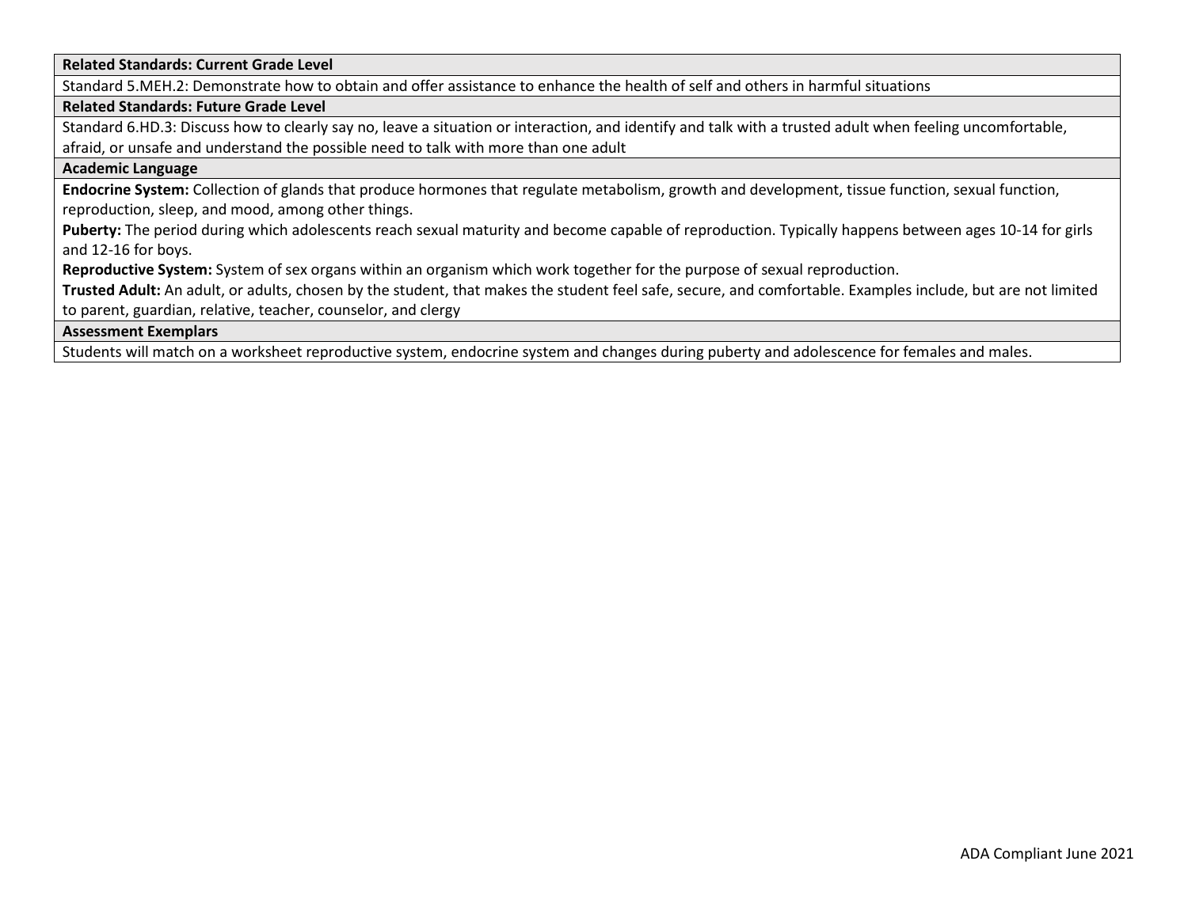| Related Standards: Current Grade Level |
|---|
| Standard 5.MEH.2: Demonstrate how to obtain and offer assistance to enhance the health of self and others in harmful situations |
| **Related Standards: Future Grade Level** |
| Standard 6.HD.3: Discuss how to clearly say no, leave a situation or interaction, and identify and talk with a trusted adult when feeling uncomfortable, afraid, or unsafe and understand the possible need to talk with more than one adult |
| **Academic Language** |
| **Endocrine System:** Collection of glands that produce hormones that regulate metabolism, growth and development, tissue function, sexual function, reproduction, sleep, and mood, among other things.<br>**Puberty:** The period during which adolescents reach sexual maturity and become capable of reproduction. Typically happens between ages 10-14 for girls and 12-16 for boys.<br>**Reproductive System:** System of sex organs within an organism which work together for the purpose of sexual reproduction.<br>**Trusted Adult:** An adult, or adults, chosen by the student, that makes the student feel safe, secure, and comfortable. Examples include, but are not limited to parent, guardian, relative, teacher, counselor, and clergy |
| **Assessment Exemplars** |
| Students will match on a worksheet reproductive system, endocrine system and changes during puberty and adolescence for females and males. |

ADA Compliant June 2021